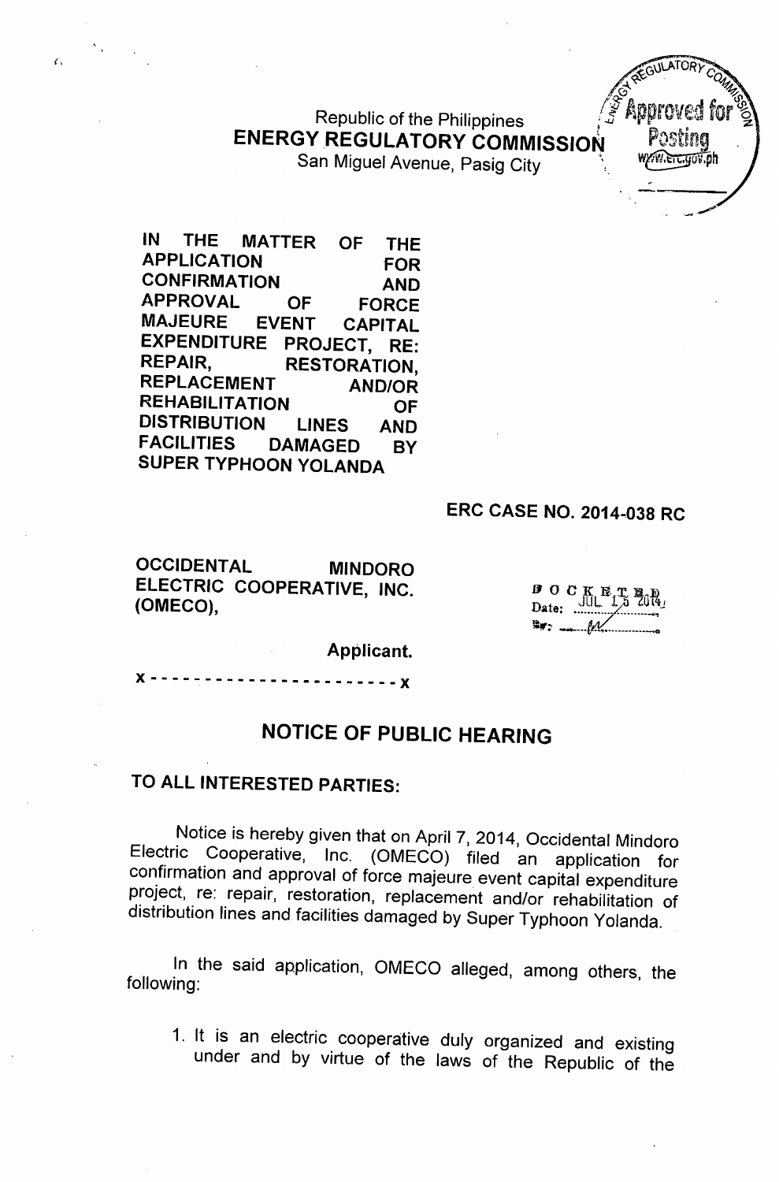Republic of the Philippines
**ENERGY REGULATORY COMMISSION**
San Miguel Avenue, Pasig City

**IN THE MATTER OF THE APPLICATION FOR CONFIRMATION AND APPROVAL OF FORCE MAJEURE EVENT CAPITAL EXPENDITURE PROJECT, RE: REPAIR, RESTORATION, REPLACEMENT AND/OR REHABILITATION OF DISTRIBUTION LINES AND FACILITIES DAMAGED BY SUPER TYPHOON YOLANDA**

**ERC CASE NO. 2014-038 RC**

**OCCIDENTAL MINDORO ELECTRIC COOPERATIVE, INC. (OMECO),**

**Applicant.**

x - - - - - - - - - - - - - - - - - - - - - - - x

DOCKETED
Date: JUL 15 2014
By: ___

## NOTICE OF PUBLIC HEARING

**TO ALL INTERESTED PARTIES:**

Notice is hereby given that on April 7, 2014, Occidental Mindoro Electric Cooperative, Inc. (OMECO) filed an application for confirmation and approval of force majeure event capital expenditure project, re: repair, restoration, replacement and/or rehabilitation of distribution lines and facilities damaged by Super Typhoon Yolanda.

In the said application, OMECO alleged, among others, the following:

1. It is an electric cooperative duly organized and existing under and by virtue of the laws of the Republic of the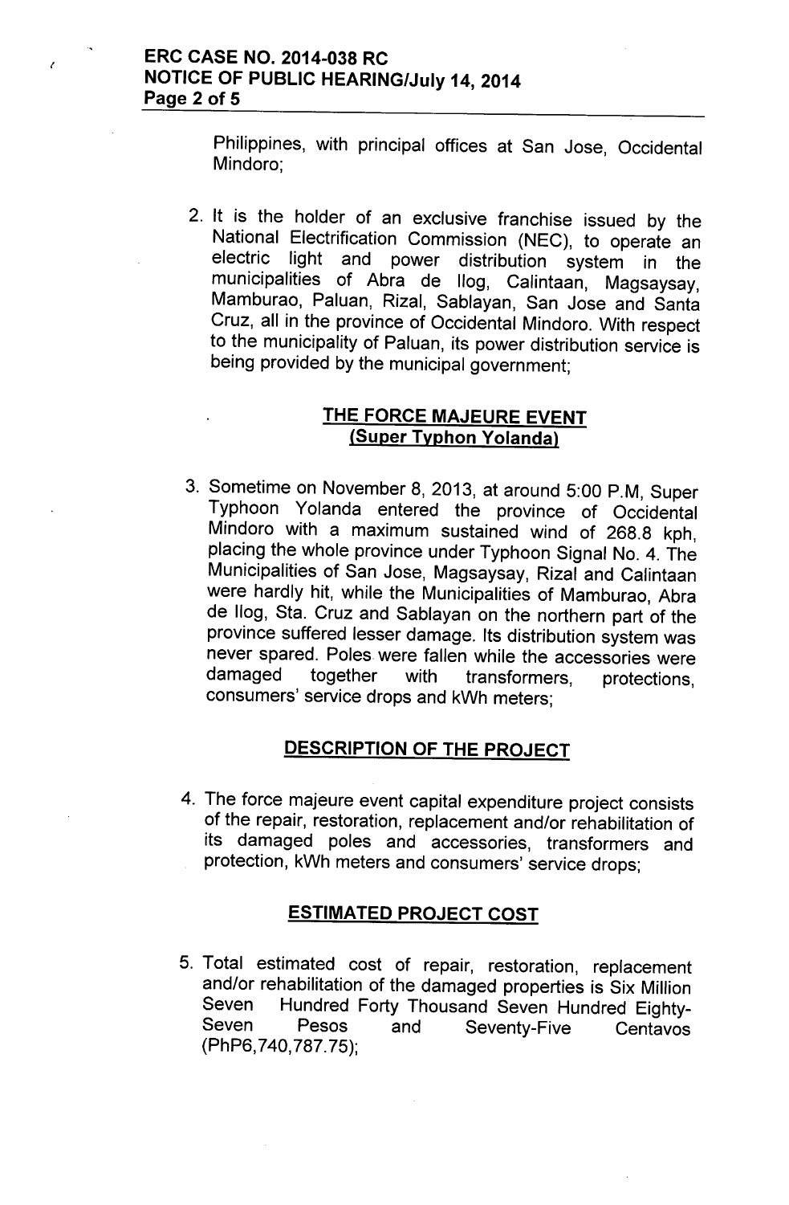Philippines, with principal offices at San Jose, Occidental Mindoro;

2. It is the holder of an exclusive franchise issued by the National Electrification Commission (NEC), to operate an electric light and power distribution system in the municipalities of Abra de Ilog, Calintaan, Magsaysay, Mamburao, Paluan, Rizal, Sablayan, San Jose and Santa Cruz, all in the province of Occidental Mindoro. With respect to the municipality of Paluan, its power distribution service is being provided by the municipal government;

## THE FORCE MAJEURE EVENT (Super Typhon Yolanda)

3. Sometime on November 8, 2013, at around 5:00 P.M, Super Typhoon Yolanda entered the province of Occidental Mindoro with a maximum sustained wind of 268.8 kph, placing the whole province under Typhoon Signal No. 4. The Municipalities of San Jose, Magsaysay, Rizal and Calintaan were hardly hit, while the Municipalities of Mamburao, Abra de Ilog, Sta. Cruz and Sablayan on the northern part of the province suffered lesser damage. Its distribution system was never spared. Poles were fallen while the accessories were damaged together with transformers, protections, consumers' service drops and kWh meters;

## DESCRIPTION OF THE PROJECT

4. The force majeure event capital expenditure project consists of the repair, restoration, replacement and/or rehabilitation of its damaged poles and accessories, transformers and protection, kWh meters and consumers' service drops;

## ESTIMATED PROJECT COST

5. Total estimated cost of repair, restoration, replacement and/or rehabilitation of the damaged properties is Six Million Seven Hundred Forty Thousand Seven Hundred Eighty-Seven Pesos and Seventy-Five Centavos (PhP6,740,787.75);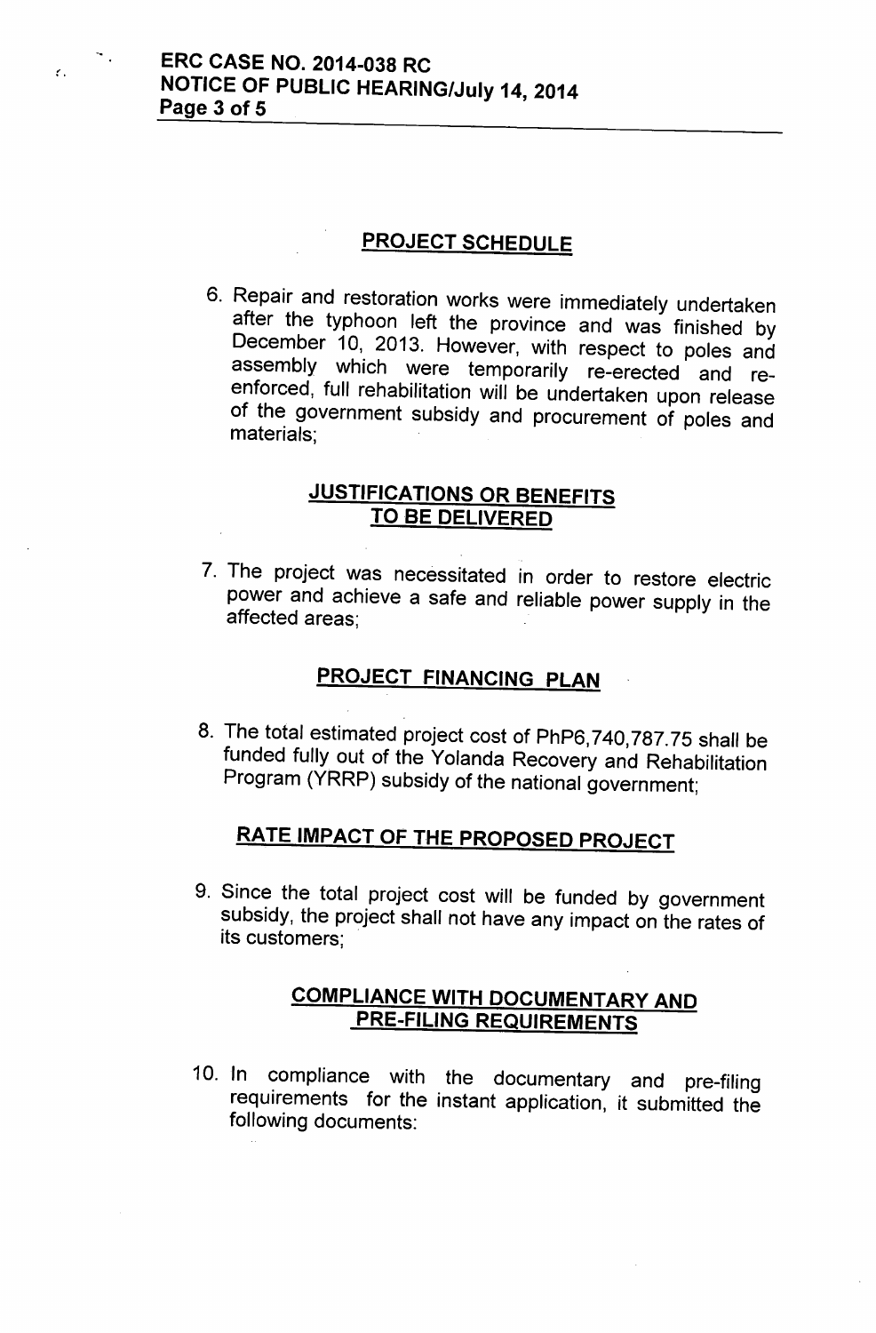## PROJECT SCHEDULE

6. Repair and restoration works were immediately undertaken after the typhoon left the province and was finished by December 10, 2013. However, with respect to poles and assembly which were temporarily re-erected and re-enforced, full rehabilitation will be undertaken upon release of the government subsidy and procurement of poles and materials;

## JUSTIFICATIONS OR BENEFITS TO BE DELIVERED

7. The project was necessitated in order to restore electric power and achieve a safe and reliable power supply in the affected areas;

## PROJECT FINANCING PLAN

8. The total estimated project cost of PhP6,740,787.75 shall be funded fully out of the Yolanda Recovery and Rehabilitation Program (YRRP) subsidy of the national government;

## RATE IMPACT OF THE PROPOSED PROJECT

9. Since the total project cost will be funded by government subsidy, the project shall not have any impact on the rates of its customers;

## COMPLIANCE WITH DOCUMENTARY AND PRE-FILING REQUIREMENTS

10. In compliance with the documentary and pre-filing requirements for the instant application, it submitted the following documents: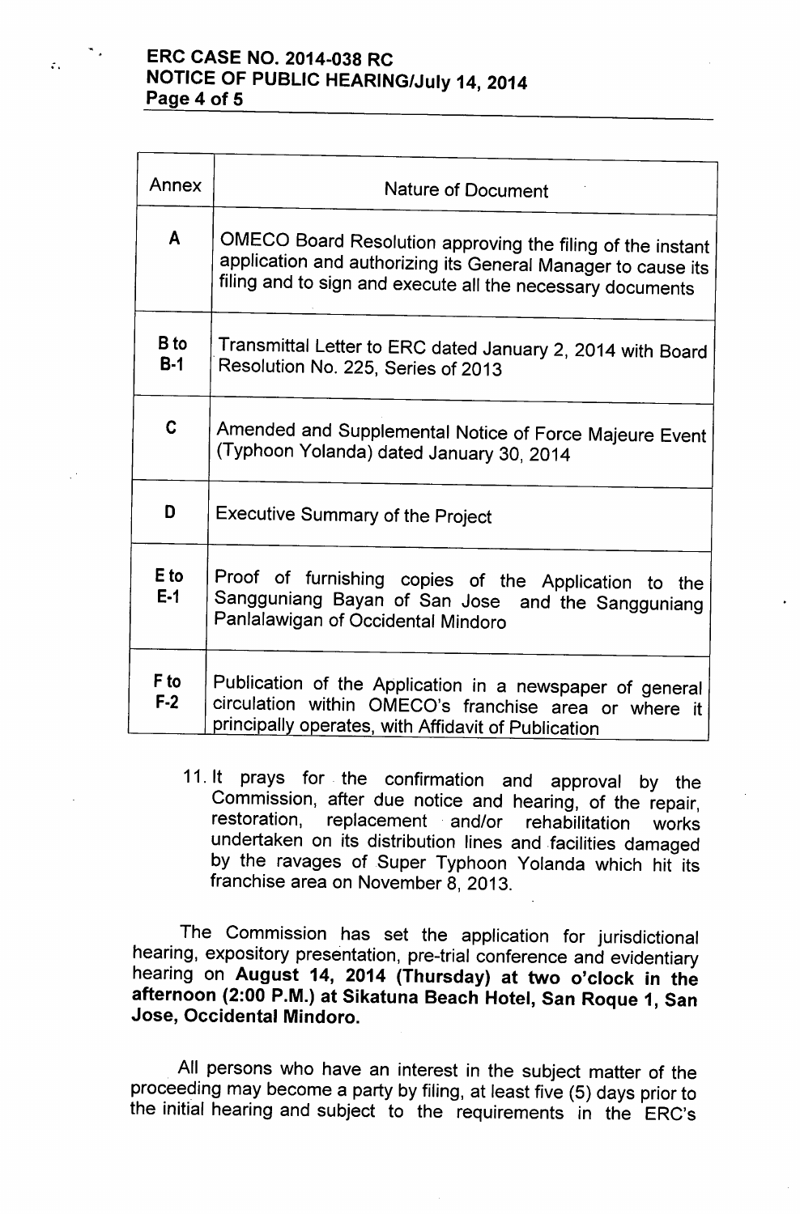| Annex | Nature of Document |
| --- | --- |
| **A** | OMECO Board Resolution approving the filing of the instant application and authorizing its General Manager to cause its filing and to sign and execute all the necessary documents |
| **B to B-1** | Transmittal Letter to ERC dated January 2, 2014 with Board Resolution No. 225, Series of 2013 |
| **C** | Amended and Supplemental Notice of Force Majeure Event (Typhoon Yolanda) dated January 30, 2014 |
| **D** | Executive Summary of the Project |
| **E to E-1** | Proof of furnishing copies of the Application to the Sangguniang Bayan of San Jose and the Sangguniang Panlalawigan of Occidental Mindoro |
| **F to F-2** | Publication of the Application in a newspaper of general circulation within OMECO's franchise area or where it principally operates, with Affidavit of Publication |

11. It prays for the confirmation and approval by the Commission, after due notice and hearing, of the repair, restoration, replacement and/or rehabilitation works undertaken on its distribution lines and facilities damaged by the ravages of Super Typhoon Yolanda which hit its franchise area on November 8, 2013.

The Commission has set the application for jurisdictional hearing, expository presentation, pre-trial conference and evidentiary hearing on **August 14, 2014 (Thursday) at two o'clock in the afternoon (2:00 P.M.) at Sikatuna Beach Hotel, San Roque 1, San Jose, Occidental Mindoro.**

All persons who have an interest in the subject matter of the proceeding may become a party by filing, at least five (5) days prior to the initial hearing and subject to the requirements in the ERC's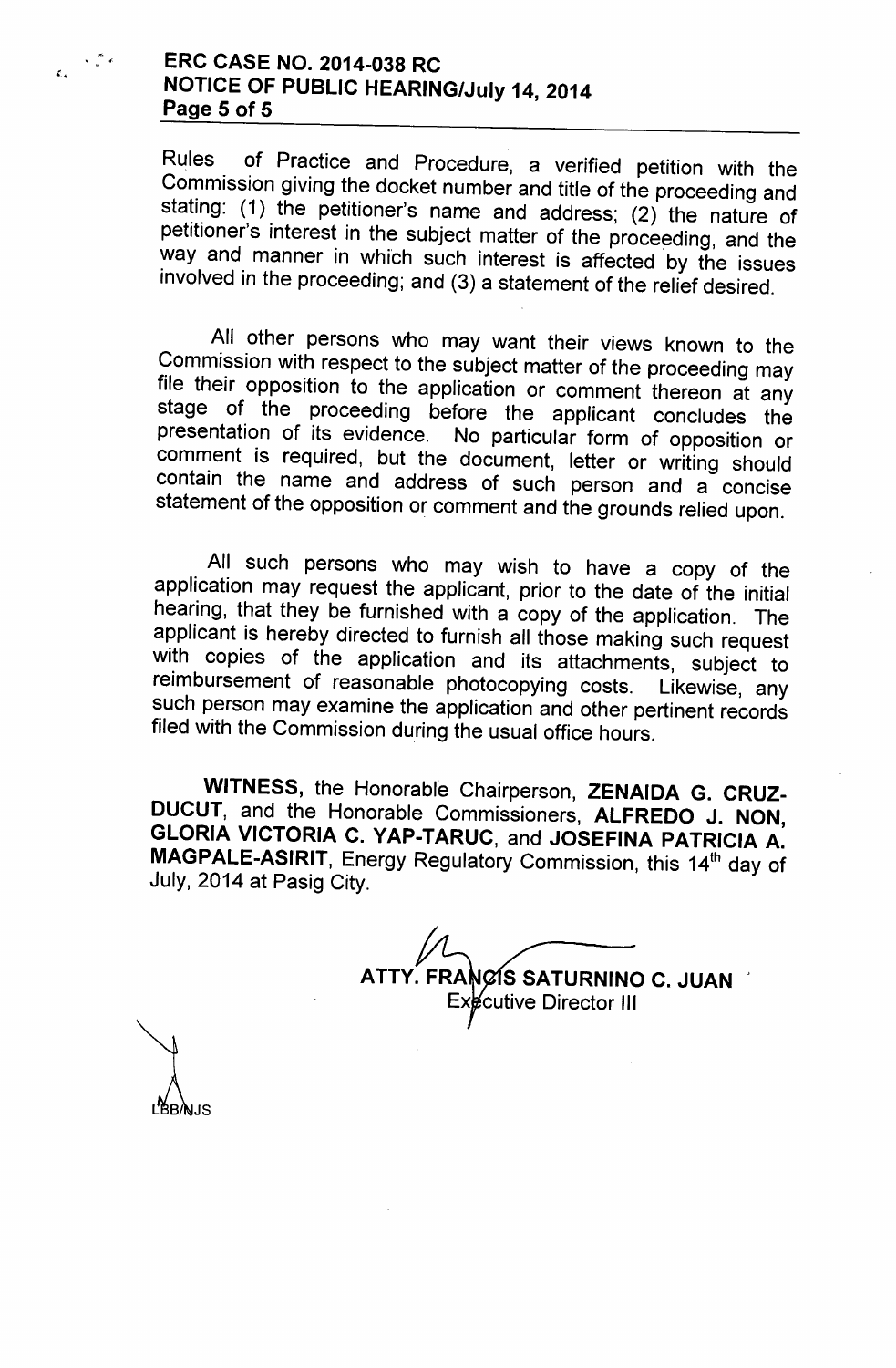Rules of Practice and Procedure, a verified petition with the Commission giving the docket number and title of the proceeding and stating: (1) the petitioner's name and address; (2) the nature of petitioner's interest in the subject matter of the proceeding, and the way and manner in which such interest is affected by the issues involved in the proceeding; and (3) a statement of the relief desired.

All other persons who may want their views known to the Commission with respect to the subject matter of the proceeding may file their opposition to the application or comment thereon at any stage of the proceeding before the applicant concludes the presentation of its evidence. No particular form of opposition or comment is required, but the document, letter or writing should contain the name and address of such person and a concise statement of the opposition or comment and the grounds relied upon.

All such persons who may wish to have a copy of the application may request the applicant, prior to the date of the initial hearing, that they be furnished with a copy of the application. The applicant is hereby directed to furnish all those making such request with copies of the application and its attachments, subject to reimbursement of reasonable photocopying costs. Likewise, any such person may examine the application and other pertinent records filed with the Commission during the usual office hours.

**WITNESS,** the Honorable Chairperson, **ZENAIDA G. CRUZ-DUCUT**, and the Honorable Commissioners, **ALFREDO J. NON, GLORIA VICTORIA C. YAP-TARUC,** and **JOSEFINA PATRICIA A. MAGPALE-ASIRIT**, Energy Regulatory Commission, this 14th day of July, 2014 at Pasig City.

**ATTY. FRANCIS SATURNINO C. JUAN**
Executive Director III

LBB/NJS